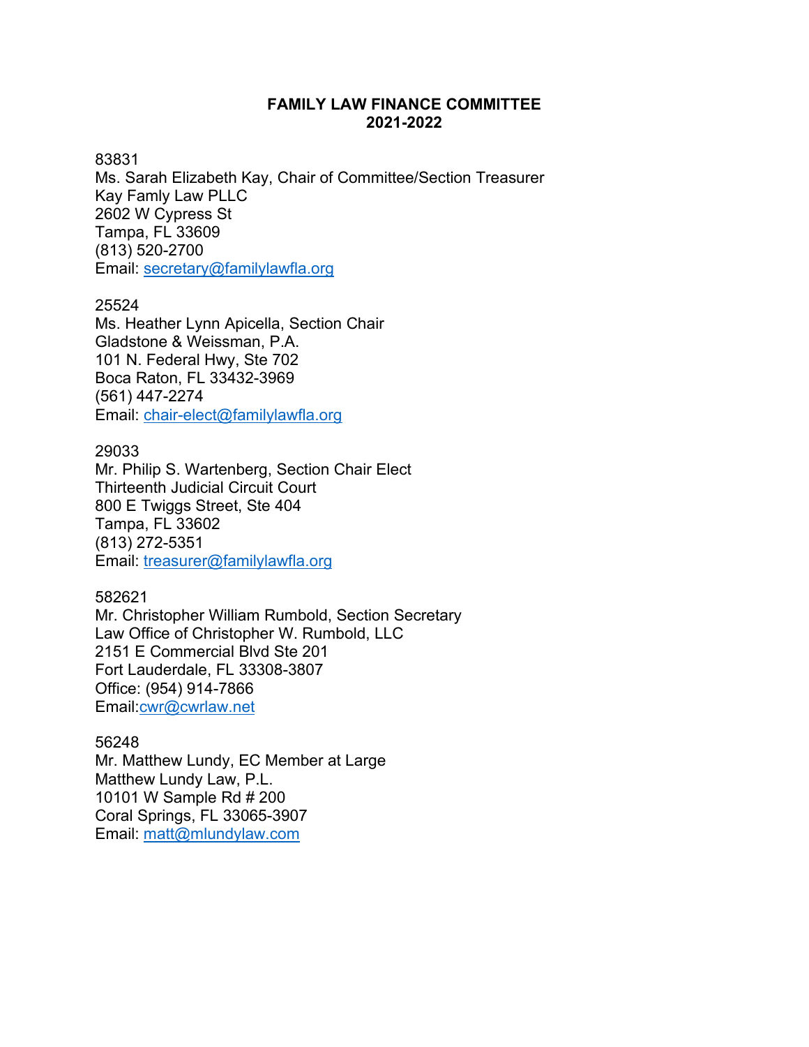**FAMILY LAW FINANCE COMMITTEE**
**2021-2022**

83831
Ms. Sarah Elizabeth Kay, Chair of Committee/Section Treasurer
Kay Famly Law PLLC
2602 W Cypress St
Tampa, FL 33609
(813) 520-2700
Email: secretary@familylawfla.org

25524
Ms. Heather Lynn Apicella, Section Chair
Gladstone & Weissman, P.A.
101 N. Federal Hwy, Ste 702
Boca Raton, FL 33432-3969
(561) 447-2274
Email: chair-elect@familylawfla.org

29033
Mr. Philip S. Wartenberg, Section Chair Elect
Thirteenth Judicial Circuit Court
800 E Twiggs Street, Ste 404
Tampa, FL 33602
(813) 272-5351
Email: treasurer@familylawfla.org

582621
Mr. Christopher William Rumbold, Section Secretary
Law Office of Christopher W. Rumbold, LLC
2151 E Commercial Blvd Ste 201
Fort Lauderdale, FL 33308-3807
Office: (954) 914-7866
Email:cwr@cwrlaw.net

56248
Mr. Matthew Lundy, EC Member at Large
Matthew Lundy Law, P.L.
10101 W Sample Rd # 200
Coral Springs, FL 33065-3907
Email: matt@mlundylaw.com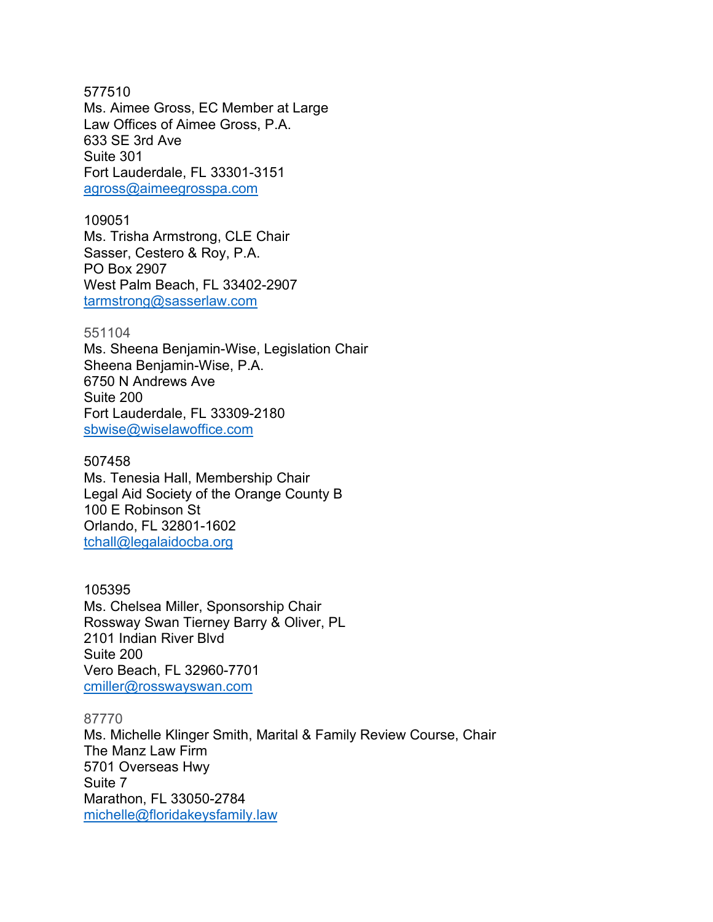577510
Ms. Aimee Gross, EC Member at Large
Law Offices of Aimee Gross, P.A.
633 SE 3rd Ave
Suite 301
Fort Lauderdale, FL 33301-3151
agross@aimeegrosspa.com

109051
Ms. Trisha Armstrong, CLE Chair
Sasser, Cestero & Roy, P.A.
PO Box 2907
West Palm Beach, FL 33402-2907
tarmstrong@sasserlaw.com

551104
Ms. Sheena Benjamin-Wise, Legislation Chair
Sheena Benjamin-Wise, P.A.
6750 N Andrews Ave
Suite 200
Fort Lauderdale, FL 33309-2180
sbwise@wiselawoffice.com

507458
Ms. Tenesia Hall, Membership Chair
Legal Aid Society of the Orange County B
100 E Robinson St
Orlando, FL 32801-1602
tchall@legalaidocba.org

105395
Ms. Chelsea Miller, Sponsorship Chair
Rossway Swan Tierney Barry & Oliver, PL
2101 Indian River Blvd
Suite 200
Vero Beach, FL 32960-7701
cmiller@rosswayswan.com

87770
Ms. Michelle Klinger Smith, Marital & Family Review Course, Chair
The Manz Law Firm
5701 Overseas Hwy
Suite 7
Marathon, FL 33050-2784
michelle@floridakeysfamily.law